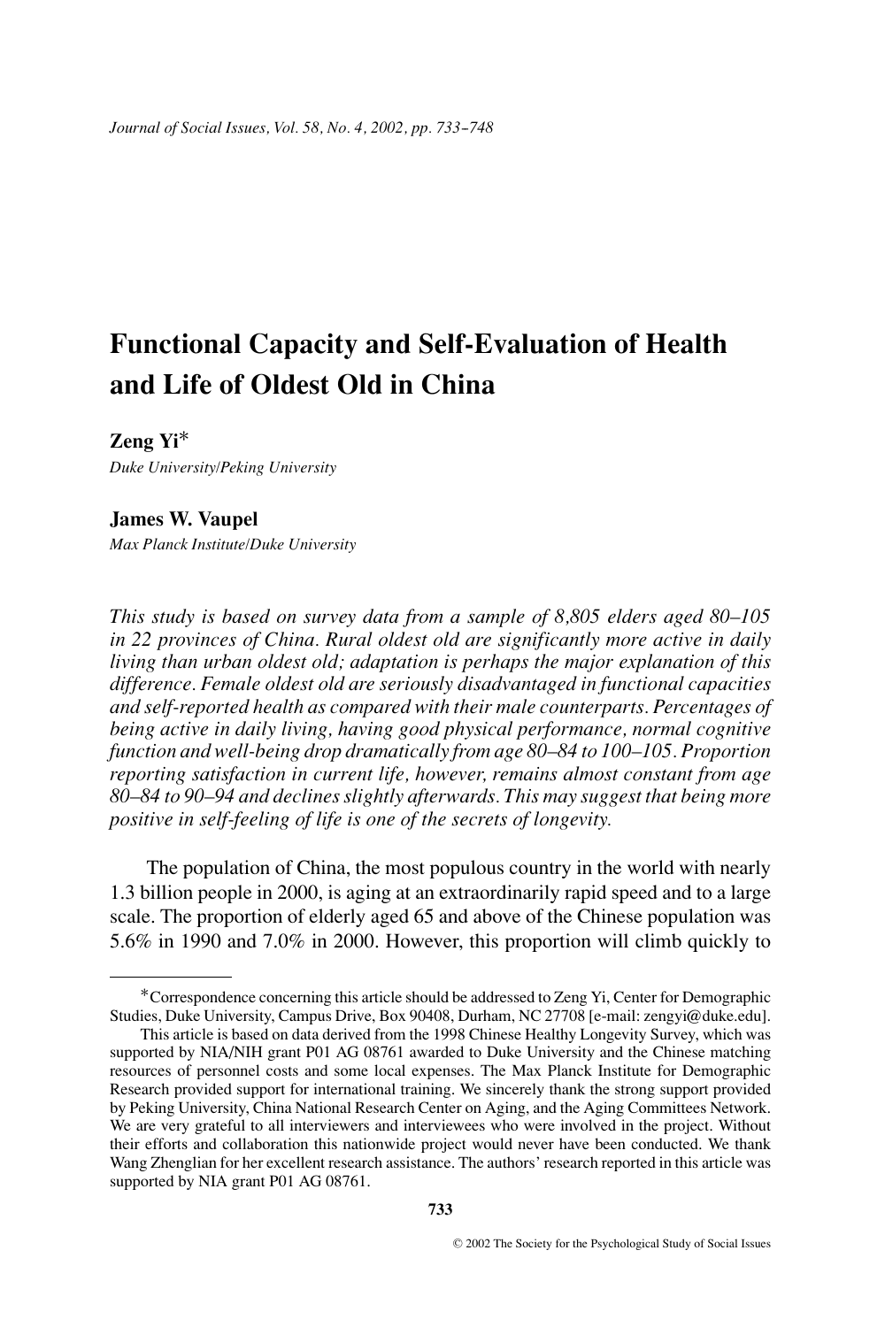# Functional Capacity and Self-Evaluation of Health and Life of Oldest Old in China

**Zeng Yi***

*Duke University/Peking University*

**James W. Vaupel**

*Max Planck Institute/Duke University*

*This study is based on survey data from a sample of 8,805 elders aged 80–105 in 22 provinces of China. Rural oldest old are significantly more active in daily living than urban oldest old; adaptation is perhaps the major explanation of this difference. Female oldest old are seriously disadvantaged in functional capacities and self-reported health as compared with their male counterparts. Percentages of being active in daily living, having good physical performance, normal cognitive function and well-being drop dramatically from age 80–84 to 100–105. Proportion reporting satisfaction in current life, however, remains almost constant from age 80–84 to 90–94 and declines slightly afterwards. This may suggest that being more positive in self-feeling of life is one of the secrets of longevity.*

The population of China, the most populous country in the world with nearly 1.3 billion people in 2000, is aging at an extraordinarily rapid speed and to a large scale. The proportion of elderly aged 65 and above of the Chinese population was 5.6% in 1990 and 7.0% in 2000. However, this proportion will climb quickly to

---

*Correspondence concerning this article should be addressed to Zeng Yi, Center for Demographic Studies, Duke University, Campus Drive, Box 90408, Durham, NC 27708 [e-mail: zengyi@duke.edu].

This article is based on data derived from the 1998 Chinese Healthy Longevity Survey, which was supported by NIA/NIH grant P01 AG 08761 awarded to Duke University and the Chinese matching resources of personnel costs and some local expenses. The Max Planck Institute for Demographic Research provided support for international training. We sincerely thank the strong support provided by Peking University, China National Research Center on Aging, and the Aging Committees Network. We are very grateful to all interviewers and interviewees who were involved in the project. Without their efforts and collaboration this nationwide project would never have been conducted. We thank Wang Zhenglian for her excellent research assistance. The authors' research reported in this article was supported by NIA grant P01 AG 08761.

© 2002 The Society for the Psychological Study of Social Issues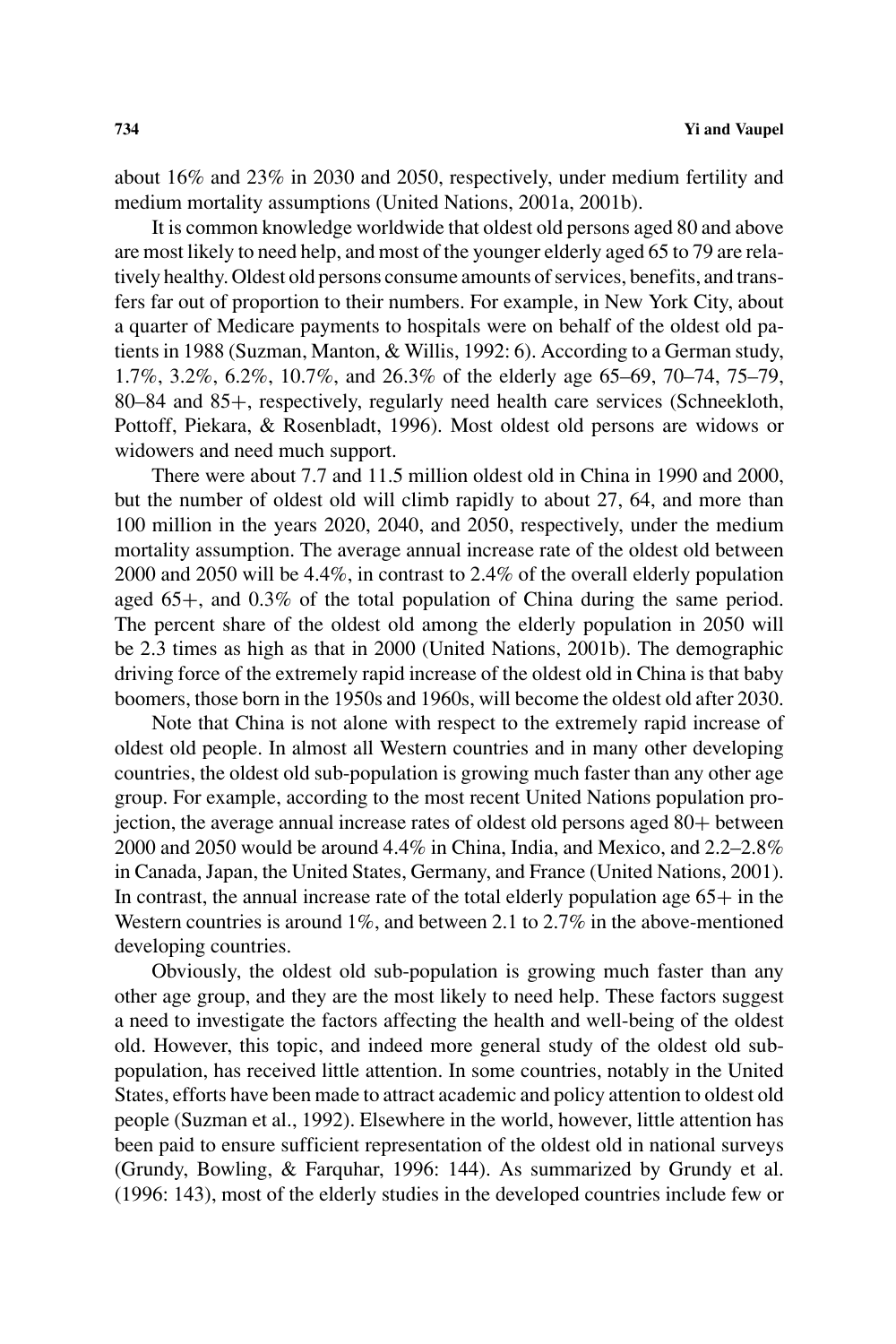about 16% and 23% in 2030 and 2050, respectively, under medium fertility and medium mortality assumptions (United Nations, 2001a, 2001b).

It is common knowledge worldwide that oldest old persons aged 80 and above are most likely to need help, and most of the younger elderly aged 65 to 79 are relatively healthy. Oldest old persons consume amounts of services, benefits, and transfers far out of proportion to their numbers. For example, in New York City, about a quarter of Medicare payments to hospitals were on behalf of the oldest old patients in 1988 (Suzman, Manton, & Willis, 1992: 6). According to a German study, 1.7%, 3.2%, 6.2%, 10.7%, and 26.3% of the elderly age 65–69, 70–74, 75–79, 80–84 and 85+, respectively, regularly need health care services (Schneekloth, Pottoff, Piekara, & Rosenbladt, 1996). Most oldest old persons are widows or widowers and need much support.

There were about 7.7 and 11.5 million oldest old in China in 1990 and 2000, but the number of oldest old will climb rapidly to about 27, 64, and more than 100 million in the years 2020, 2040, and 2050, respectively, under the medium mortality assumption. The average annual increase rate of the oldest old between 2000 and 2050 will be 4.4%, in contrast to 2.4% of the overall elderly population aged 65+, and 0.3% of the total population of China during the same period. The percent share of the oldest old among the elderly population in 2050 will be 2.3 times as high as that in 2000 (United Nations, 2001b). The demographic driving force of the extremely rapid increase of the oldest old in China is that baby boomers, those born in the 1950s and 1960s, will become the oldest old after 2030.

Note that China is not alone with respect to the extremely rapid increase of oldest old people. In almost all Western countries and in many other developing countries, the oldest old sub-population is growing much faster than any other age group. For example, according to the most recent United Nations population projection, the average annual increase rates of oldest old persons aged 80+ between 2000 and 2050 would be around 4.4% in China, India, and Mexico, and 2.2–2.8% in Canada, Japan, the United States, Germany, and France (United Nations, 2001). In contrast, the annual increase rate of the total elderly population age 65+ in the Western countries is around 1%, and between 2.1 to 2.7% in the above-mentioned developing countries.

Obviously, the oldest old sub-population is growing much faster than any other age group, and they are the most likely to need help. These factors suggest a need to investigate the factors affecting the health and well-being of the oldest old. However, this topic, and indeed more general study of the oldest old sub-population, has received little attention. In some countries, notably in the United States, efforts have been made to attract academic and policy attention to oldest old people (Suzman et al., 1992). Elsewhere in the world, however, little attention has been paid to ensure sufficient representation of the oldest old in national surveys (Grundy, Bowling, & Farquhar, 1996: 144). As summarized by Grundy et al. (1996: 143), most of the elderly studies in the developed countries include few or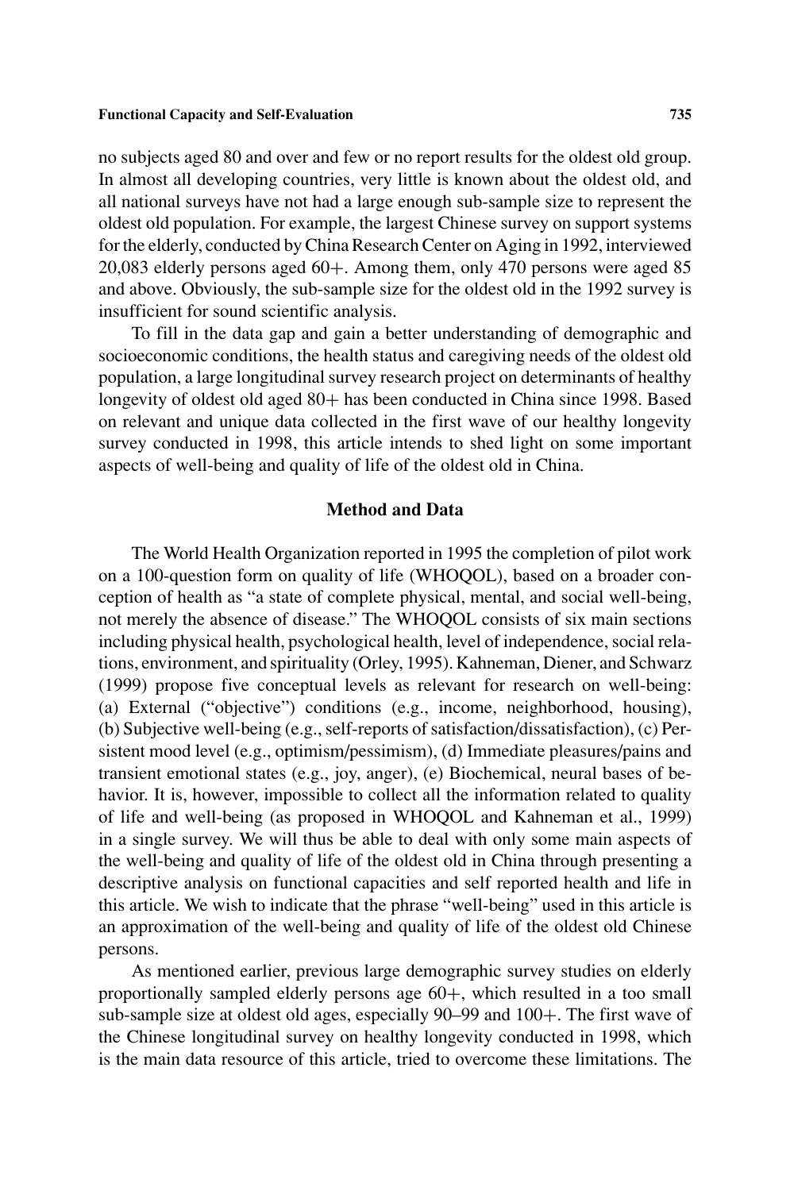no subjects aged 80 and over and few or no report results for the oldest old group. In almost all developing countries, very little is known about the oldest old, and all national surveys have not had a large enough sub-sample size to represent the oldest old population. For example, the largest Chinese survey on support systems for the elderly, conducted by China Research Center on Aging in 1992, interviewed 20,083 elderly persons aged 60+. Among them, only 470 persons were aged 85 and above. Obviously, the sub-sample size for the oldest old in the 1992 survey is insufficient for sound scientific analysis.

To fill in the data gap and gain a better understanding of demographic and socioeconomic conditions, the health status and caregiving needs of the oldest old population, a large longitudinal survey research project on determinants of healthy longevity of oldest old aged 80+ has been conducted in China since 1998. Based on relevant and unique data collected in the first wave of our healthy longevity survey conducted in 1998, this article intends to shed light on some important aspects of well-being and quality of life of the oldest old in China.

## Method and Data

The World Health Organization reported in 1995 the completion of pilot work on a 100-question form on quality of life (WHOQOL), based on a broader conception of health as "a state of complete physical, mental, and social well-being, not merely the absence of disease." The WHOQOL consists of six main sections including physical health, psychological health, level of independence, social relations, environment, and spirituality (Orley, 1995). Kahneman, Diener, and Schwarz (1999) propose five conceptual levels as relevant for research on well-being: (a) External ("objective") conditions (e.g., income, neighborhood, housing), (b) Subjective well-being (e.g., self-reports of satisfaction/dissatisfaction), (c) Persistent mood level (e.g., optimism/pessimism), (d) Immediate pleasures/pains and transient emotional states (e.g., joy, anger), (e) Biochemical, neural bases of behavior. It is, however, impossible to collect all the information related to quality of life and well-being (as proposed in WHOQOL and Kahneman et al., 1999) in a single survey. We will thus be able to deal with only some main aspects of the well-being and quality of life of the oldest old in China through presenting a descriptive analysis on functional capacities and self reported health and life in this article. We wish to indicate that the phrase "well-being" used in this article is an approximation of the well-being and quality of life of the oldest old Chinese persons.

As mentioned earlier, previous large demographic survey studies on elderly proportionally sampled elderly persons age 60+, which resulted in a too small sub-sample size at oldest old ages, especially 90–99 and 100+. The first wave of the Chinese longitudinal survey on healthy longevity conducted in 1998, which is the main data resource of this article, tried to overcome these limitations. The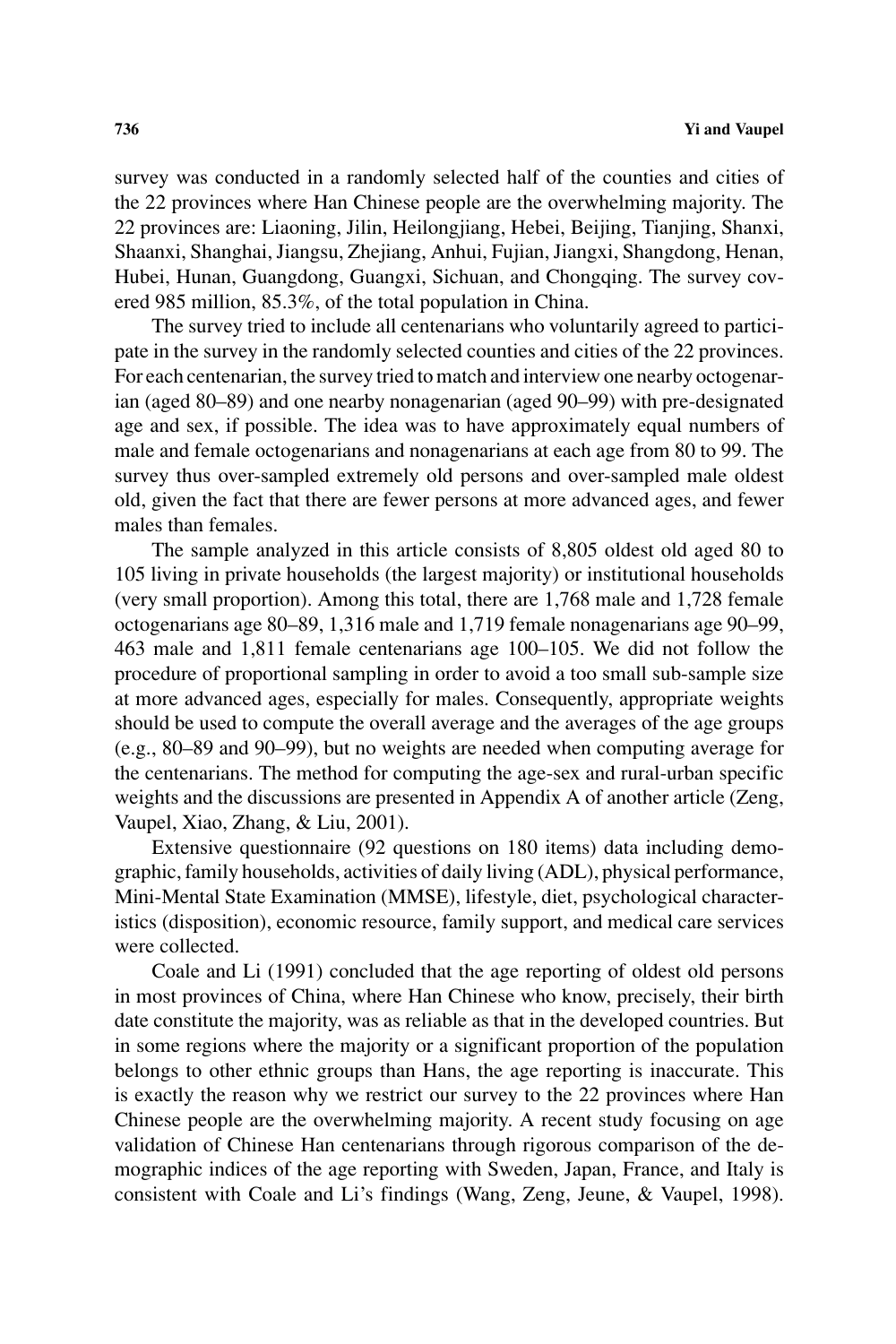survey was conducted in a randomly selected half of the counties and cities of the 22 provinces where Han Chinese people are the overwhelming majority. The 22 provinces are: Liaoning, Jilin, Heilongjiang, Hebei, Beijing, Tianjing, Shanxi, Shaanxi, Shanghai, Jiangsu, Zhejiang, Anhui, Fujian, Jiangxi, Shangdong, Henan, Hubei, Hunan, Guangdong, Guangxi, Sichuan, and Chongqing. The survey covered 985 million, 85.3%, of the total population in China.

The survey tried to include all centenarians who voluntarily agreed to participate in the survey in the randomly selected counties and cities of the 22 provinces. For each centenarian, the survey tried to match and interview one nearby octogenarian (aged 80–89) and one nearby nonagenarian (aged 90–99) with pre-designated age and sex, if possible. The idea was to have approximately equal numbers of male and female octogenarians and nonagenarians at each age from 80 to 99. The survey thus over-sampled extremely old persons and over-sampled male oldest old, given the fact that there are fewer persons at more advanced ages, and fewer males than females.

The sample analyzed in this article consists of 8,805 oldest old aged 80 to 105 living in private households (the largest majority) or institutional households (very small proportion). Among this total, there are 1,768 male and 1,728 female octogenarians age 80–89, 1,316 male and 1,719 female nonagenarians age 90–99, 463 male and 1,811 female centenarians age 100–105. We did not follow the procedure of proportional sampling in order to avoid a too small sub-sample size at more advanced ages, especially for males. Consequently, appropriate weights should be used to compute the overall average and the averages of the age groups (e.g., 80–89 and 90–99), but no weights are needed when computing average for the centenarians. The method for computing the age-sex and rural-urban specific weights and the discussions are presented in Appendix A of another article (Zeng, Vaupel, Xiao, Zhang, & Liu, 2001).

Extensive questionnaire (92 questions on 180 items) data including demographic, family households, activities of daily living (ADL), physical performance, Mini-Mental State Examination (MMSE), lifestyle, diet, psychological characteristics (disposition), economic resource, family support, and medical care services were collected.

Coale and Li (1991) concluded that the age reporting of oldest old persons in most provinces of China, where Han Chinese who know, precisely, their birth date constitute the majority, was as reliable as that in the developed countries. But in some regions where the majority or a significant proportion of the population belongs to other ethnic groups than Hans, the age reporting is inaccurate. This is exactly the reason why we restrict our survey to the 22 provinces where Han Chinese people are the overwhelming majority. A recent study focusing on age validation of Chinese Han centenarians through rigorous comparison of the demographic indices of the age reporting with Sweden, Japan, France, and Italy is consistent with Coale and Li's findings (Wang, Zeng, Jeune, & Vaupel, 1998).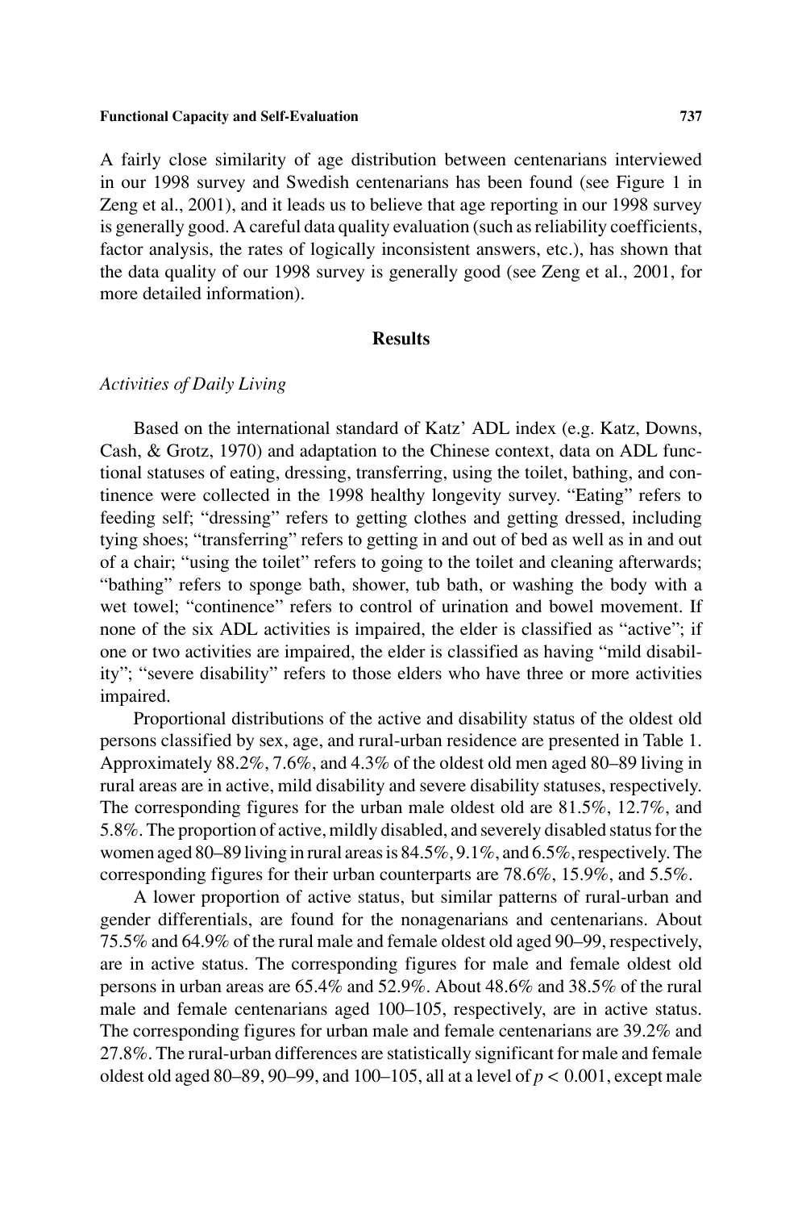A fairly close similarity of age distribution between centenarians interviewed in our 1998 survey and Swedish centenarians has been found (see Figure 1 in Zeng et al., 2001), and it leads us to believe that age reporting in our 1998 survey is generally good. A careful data quality evaluation (such as reliability coefficients, factor analysis, the rates of logically inconsistent answers, etc.), has shown that the data quality of our 1998 survey is generally good (see Zeng et al., 2001, for more detailed information).

## Results

### *Activities of Daily Living*

Based on the international standard of Katz' ADL index (e.g. Katz, Downs, Cash, & Grotz, 1970) and adaptation to the Chinese context, data on ADL functional statuses of eating, dressing, transferring, using the toilet, bathing, and continence were collected in the 1998 healthy longevity survey. "Eating" refers to feeding self; "dressing" refers to getting clothes and getting dressed, including tying shoes; "transferring" refers to getting in and out of bed as well as in and out of a chair; "using the toilet" refers to going to the toilet and cleaning afterwards; "bathing" refers to sponge bath, shower, tub bath, or washing the body with a wet towel; "continence" refers to control of urination and bowel movement. If none of the six ADL activities is impaired, the elder is classified as "active"; if one or two activities are impaired, the elder is classified as having "mild disability"; "severe disability" refers to those elders who have three or more activities impaired.

Proportional distributions of the active and disability status of the oldest old persons classified by sex, age, and rural-urban residence are presented in Table 1. Approximately 88.2%, 7.6%, and 4.3% of the oldest old men aged 80–89 living in rural areas are in active, mild disability and severe disability statuses, respectively. The corresponding figures for the urban male oldest old are 81.5%, 12.7%, and 5.8%. The proportion of active, mildly disabled, and severely disabled status for the women aged 80–89 living in rural areas is 84.5%, 9.1%, and 6.5%, respectively. The corresponding figures for their urban counterparts are 78.6%, 15.9%, and 5.5%.

A lower proportion of active status, but similar patterns of rural-urban and gender differentials, are found for the nonagenarians and centenarians. About 75.5% and 64.9% of the rural male and female oldest old aged 90–99, respectively, are in active status. The corresponding figures for male and female oldest old persons in urban areas are 65.4% and 52.9%. About 48.6% and 38.5% of the rural male and female centenarians aged 100–105, respectively, are in active status. The corresponding figures for urban male and female centenarians are 39.2% and 27.8%. The rural-urban differences are statistically significant for male and female oldest old aged 80–89, 90–99, and 100–105, all at a level of $p < 0.001$, except male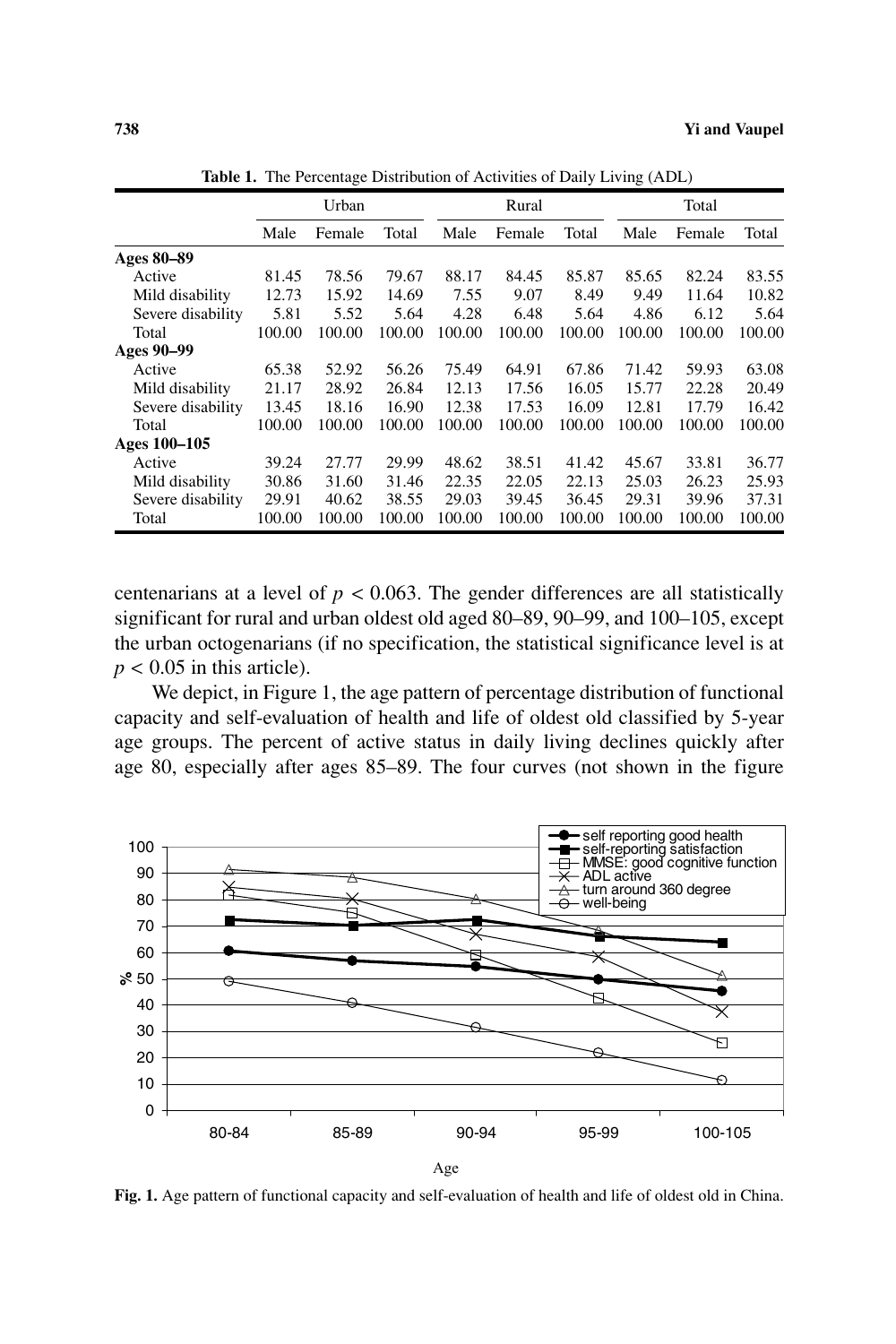**Table 1.** The Percentage Distribution of Activities of Daily Living (ADL)

| | Urban | | | Rural | | | Total | | |
|---|---|---|---|---|---|---|---|---|---|
| | Male | Female | Total | Male | Female | Total | Male | Female | Total |
| **Ages 80–89** | | | | | | | | | |
| Active | 81.45 | 78.56 | 79.67 | 88.17 | 84.45 | 85.87 | 85.65 | 82.24 | 83.55 |
| Mild disability | 12.73 | 15.92 | 14.69 | 7.55 | 9.07 | 8.49 | 9.49 | 11.64 | 10.82 |
| Severe disability | 5.81 | 5.52 | 5.64 | 4.28 | 6.48 | 5.64 | 4.86 | 6.12 | 5.64 |
| Total | 100.00 | 100.00 | 100.00 | 100.00 | 100.00 | 100.00 | 100.00 | 100.00 | 100.00 |
| **Ages 90–99** | | | | | | | | | |
| Active | 65.38 | 52.92 | 56.26 | 75.49 | 64.91 | 67.86 | 71.42 | 59.93 | 63.08 |
| Mild disability | 21.17 | 28.92 | 26.84 | 12.13 | 17.56 | 16.05 | 15.77 | 22.28 | 20.49 |
| Severe disability | 13.45 | 18.16 | 16.90 | 12.38 | 17.53 | 16.09 | 12.81 | 17.79 | 16.42 |
| Total | 100.00 | 100.00 | 100.00 | 100.00 | 100.00 | 100.00 | 100.00 | 100.00 | 100.00 |
| **Ages 100–105** | | | | | | | | | |
| Active | 39.24 | 27.77 | 29.99 | 48.62 | 38.51 | 41.42 | 45.67 | 33.81 | 36.77 |
| Mild disability | 30.86 | 31.60 | 31.46 | 22.35 | 22.05 | 22.13 | 25.03 | 26.23 | 25.93 |
| Severe disability | 29.91 | 40.62 | 38.55 | 29.03 | 39.45 | 36.45 | 29.31 | 39.96 | 37.31 |
| Total | 100.00 | 100.00 | 100.00 | 100.00 | 100.00 | 100.00 | 100.00 | 100.00 | 100.00 |

centenarians at a level of $p < 0.063$. The gender differences are all statistically significant for rural and urban oldest old aged 80–89, 90–99, and 100–105, except the urban octogenarians (if no specification, the statistical significance level is at $p < 0.05$ in this article).

We depict, in Figure 1, the age pattern of percentage distribution of functional capacity and self-evaluation of health and life of oldest old classified by 5-year age groups. The percent of active status in daily living declines quickly after age 80, especially after ages 85–89. The four curves (not shown in the figure

**Fig. 1.** Age pattern of functional capacity and self-evaluation of health and life of oldest old in China.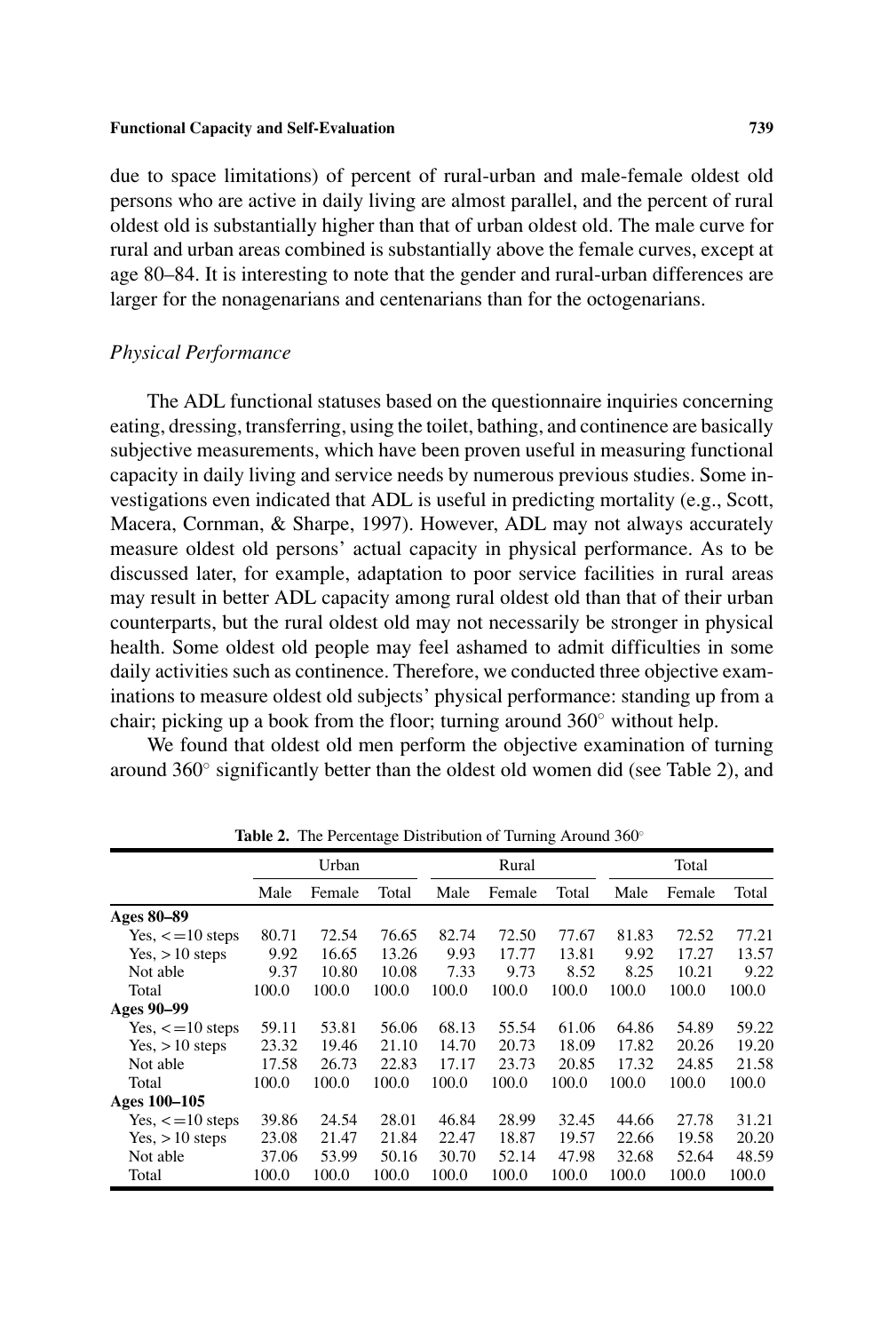due to space limitations) of percent of rural-urban and male-female oldest old persons who are active in daily living are almost parallel, and the percent of rural oldest old is substantially higher than that of urban oldest old. The male curve for rural and urban areas combined is substantially above the female curves, except at age 80–84. It is interesting to note that the gender and rural-urban differences are larger for the nonagenarians and centenarians than for the octogenarians.

### *Physical Performance*

The ADL functional statuses based on the questionnaire inquiries concerning eating, dressing, transferring, using the toilet, bathing, and continence are basically subjective measurements, which have been proven useful in measuring functional capacity in daily living and service needs by numerous previous studies. Some investigations even indicated that ADL is useful in predicting mortality (e.g., Scott, Macera, Cornman, & Sharpe, 1997). However, ADL may not always accurately measure oldest old persons' actual capacity in physical performance. As to be discussed later, for example, adaptation to poor service facilities in rural areas may result in better ADL capacity among rural oldest old than that of their urban counterparts, but the rural oldest old may not necessarily be stronger in physical health. Some oldest old people may feel ashamed to admit difficulties in some daily activities such as continence. Therefore, we conducted three objective examinations to measure oldest old subjects' physical performance: standing up from a chair; picking up a book from the floor; turning around 360° without help.

We found that oldest old men perform the objective examination of turning around 360° significantly better than the oldest old women did (see Table 2), and

**Table 2.** The Percentage Distribution of Turning Around 360°

| | Urban | | | Rural | | | Total | | |
|---|---|---|---|---|---|---|---|---|---|
| | Male | Female | Total | Male | Female | Total | Male | Female | Total |
| **Ages 80–89** | | | | | | | | | |
| Yes, <=10 steps | 80.71 | 72.54 | 76.65 | 82.74 | 72.50 | 77.67 | 81.83 | 72.52 | 77.21 |
| Yes, >10 steps | 9.92 | 16.65 | 13.26 | 9.93 | 17.77 | 13.81 | 9.92 | 17.27 | 13.57 |
| Not able | 9.37 | 10.80 | 10.08 | 7.33 | 9.73 | 8.52 | 8.25 | 10.21 | 9.22 |
| Total | 100.0 | 100.0 | 100.0 | 100.0 | 100.0 | 100.0 | 100.0 | 100.0 | 100.0 |
| **Ages 90–99** | | | | | | | | | |
| Yes, <=10 steps | 59.11 | 53.81 | 56.06 | 68.13 | 55.54 | 61.06 | 64.86 | 54.89 | 59.22 |
| Yes, >10 steps | 23.32 | 19.46 | 21.10 | 14.70 | 20.73 | 18.09 | 17.82 | 20.26 | 19.20 |
| Not able | 17.58 | 26.73 | 22.83 | 17.17 | 23.73 | 20.85 | 17.32 | 24.85 | 21.58 |
| Total | 100.0 | 100.0 | 100.0 | 100.0 | 100.0 | 100.0 | 100.0 | 100.0 | 100.0 |
| **Ages 100–105** | | | | | | | | | |
| Yes, <=10 steps | 39.86 | 24.54 | 28.01 | 46.84 | 28.99 | 32.45 | 44.66 | 27.78 | 31.21 |
| Yes, >10 steps | 23.08 | 21.47 | 21.84 | 22.47 | 18.87 | 19.57 | 22.66 | 19.58 | 20.20 |
| Not able | 37.06 | 53.99 | 50.16 | 30.70 | 52.14 | 47.98 | 32.68 | 52.64 | 48.59 |
| Total | 100.0 | 100.0 | 100.0 | 100.0 | 100.0 | 100.0 | 100.0 | 100.0 | 100.0 |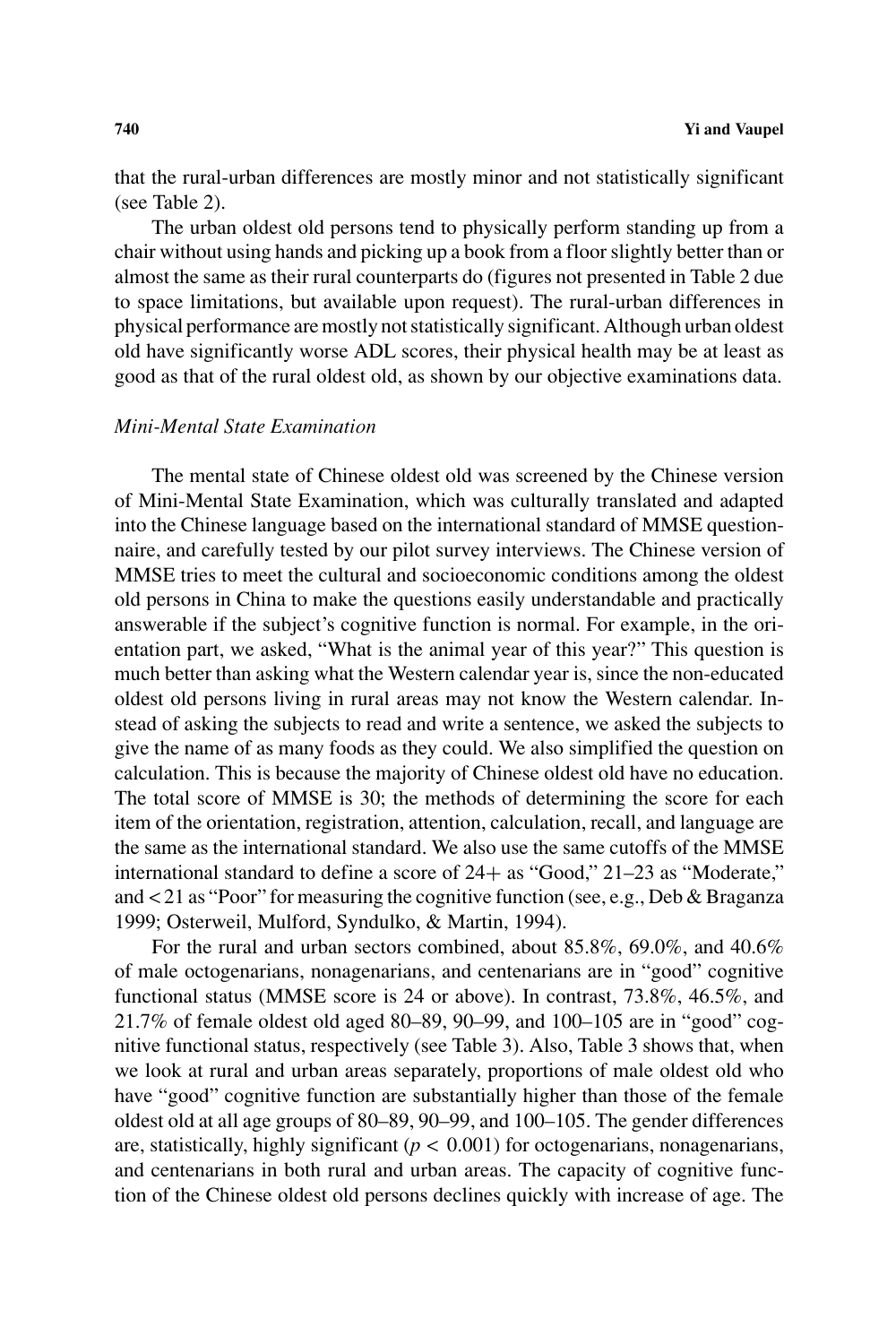that the rural-urban differences are mostly minor and not statistically significant (see Table 2).

The urban oldest old persons tend to physically perform standing up from a chair without using hands and picking up a book from a floor slightly better than or almost the same as their rural counterparts do (figures not presented in Table 2 due to space limitations, but available upon request). The rural-urban differences in physical performance are mostly not statistically significant. Although urban oldest old have significantly worse ADL scores, their physical health may be at least as good as that of the rural oldest old, as shown by our objective examinations data.

### *Mini-Mental State Examination*

The mental state of Chinese oldest old was screened by the Chinese version of Mini-Mental State Examination, which was culturally translated and adapted into the Chinese language based on the international standard of MMSE questionnaire, and carefully tested by our pilot survey interviews. The Chinese version of MMSE tries to meet the cultural and socioeconomic conditions among the oldest old persons in China to make the questions easily understandable and practically answerable if the subject's cognitive function is normal. For example, in the orientation part, we asked, "What is the animal year of this year?" This question is much better than asking what the Western calendar year is, since the non-educated oldest old persons living in rural areas may not know the Western calendar. Instead of asking the subjects to read and write a sentence, we asked the subjects to give the name of as many foods as they could. We also simplified the question on calculation. This is because the majority of Chinese oldest old have no education. The total score of MMSE is 30; the methods of determining the score for each item of the orientation, registration, attention, calculation, recall, and language are the same as the international standard. We also use the same cutoffs of the MMSE international standard to define a score of 24+ as "Good," 21–23 as "Moderate," and <21 as "Poor" for measuring the cognitive function (see, e.g., Deb & Braganza 1999; Osterweil, Mulford, Syndulko, & Martin, 1994).

For the rural and urban sectors combined, about 85.8%, 69.0%, and 40.6% of male octogenarians, nonagenarians, and centenarians are in "good" cognitive functional status (MMSE score is 24 or above). In contrast, 73.8%, 46.5%, and 21.7% of female oldest old aged 80–89, 90–99, and 100–105 are in "good" cognitive functional status, respectively (see Table 3). Also, Table 3 shows that, when we look at rural and urban areas separately, proportions of male oldest old who have "good" cognitive function are substantially higher than those of the female oldest old at all age groups of 80–89, 90–99, and 100–105. The gender differences are, statistically, highly significant ($p < 0.001$) for octogenarians, nonagenarians, and centenarians in both rural and urban areas. The capacity of cognitive function of the Chinese oldest old persons declines quickly with increase of age. The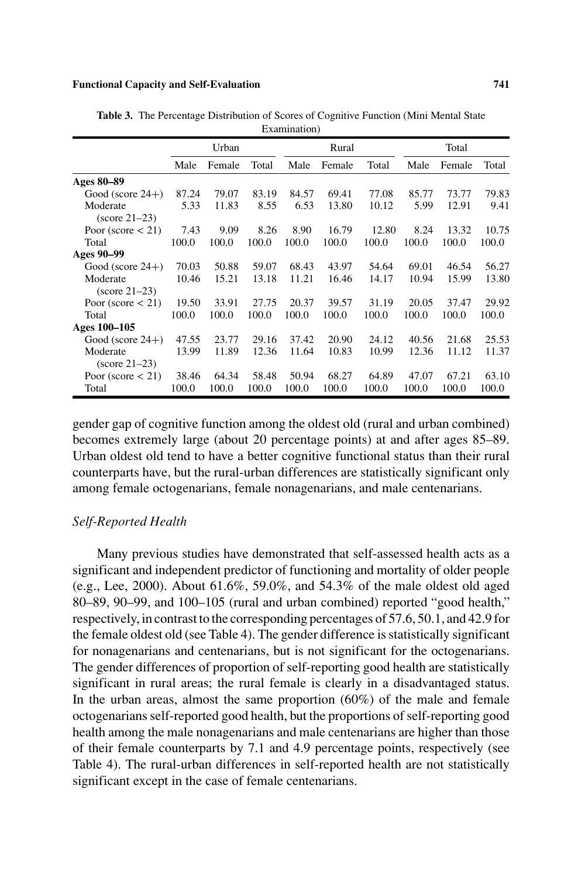**Table 3.** The Percentage Distribution of Scores of Cognitive Function (Mini Mental State Examination)

| | Urban | | | Rural | | | Total | | |
|---|---|---|---|---|---|---|---|---|---|
| | Male | Female | Total | Male | Female | Total | Male | Female | Total |
| **Ages 80–89** | | | | | | | | | |
| Good (score 24+) | 87.24 | 79.07 | 83.19 | 84.57 | 69.41 | 77.08 | 85.77 | 73.77 | 79.83 |
| Moderate (score 21–23) | 5.33 | 11.83 | 8.55 | 6.53 | 13.80 | 10.12 | 5.99 | 12.91 | 9.41 |
| Poor (score < 21) | 7.43 | 9.09 | 8.26 | 8.90 | 16.79 | 12.80 | 8.24 | 13.32 | 10.75 |
| Total | 100.0 | 100.0 | 100.0 | 100.0 | 100.0 | 100.0 | 100.0 | 100.0 | 100.0 |
| **Ages 90–99** | | | | | | | | | |
| Good (score 24+) | 70.03 | 50.88 | 59.07 | 68.43 | 43.97 | 54.64 | 69.01 | 46.54 | 56.27 |
| Moderate (score 21–23) | 10.46 | 15.21 | 13.18 | 11.21 | 16.46 | 14.17 | 10.94 | 15.99 | 13.80 |
| Poor (score < 21) | 19.50 | 33.91 | 27.75 | 20.37 | 39.57 | 31.19 | 20.05 | 37.47 | 29.92 |
| Total | 100.0 | 100.0 | 100.0 | 100.0 | 100.0 | 100.0 | 100.0 | 100.0 | 100.0 |
| **Ages 100–105** | | | | | | | | | |
| Good (score 24+) | 47.55 | 23.77 | 29.16 | 37.42 | 20.90 | 24.12 | 40.56 | 21.68 | 25.53 |
| Moderate (score 21–23) | 13.99 | 11.89 | 12.36 | 11.64 | 10.83 | 10.99 | 12.36 | 11.12 | 11.37 |
| Poor (score < 21) | 38.46 | 64.34 | 58.48 | 50.94 | 68.27 | 64.89 | 47.07 | 67.21 | 63.10 |
| Total | 100.0 | 100.0 | 100.0 | 100.0 | 100.0 | 100.0 | 100.0 | 100.0 | 100.0 |

gender gap of cognitive function among the oldest old (rural and urban combined) becomes extremely large (about 20 percentage points) at and after ages 85–89. Urban oldest old tend to have a better cognitive functional status than their rural counterparts have, but the rural-urban differences are statistically significant only among female octogenarians, female nonagenarians, and male centenarians.

### *Self-Reported Health*

Many previous studies have demonstrated that self-assessed health acts as a significant and independent predictor of functioning and mortality of older people (e.g., Lee, 2000). About 61.6%, 59.0%, and 54.3% of the male oldest old aged 80–89, 90–99, and 100–105 (rural and urban combined) reported "good health," respectively, in contrast to the corresponding percentages of 57.6, 50.1, and 42.9 for the female oldest old (see Table 4). The gender difference is statistically significant for nonagenarians and centenarians, but is not significant for the octogenarians. The gender differences of proportion of self-reporting good health are statistically significant in rural areas; the rural female is clearly in a disadvantaged status. In the urban areas, almost the same proportion (60%) of the male and female octogenarians self-reported good health, but the proportions of self-reporting good health among the male nonagenarians and male centenarians are higher than those of their female counterparts by 7.1 and 4.9 percentage points, respectively (see Table 4). The rural-urban differences in self-reported health are not statistically significant except in the case of female centenarians.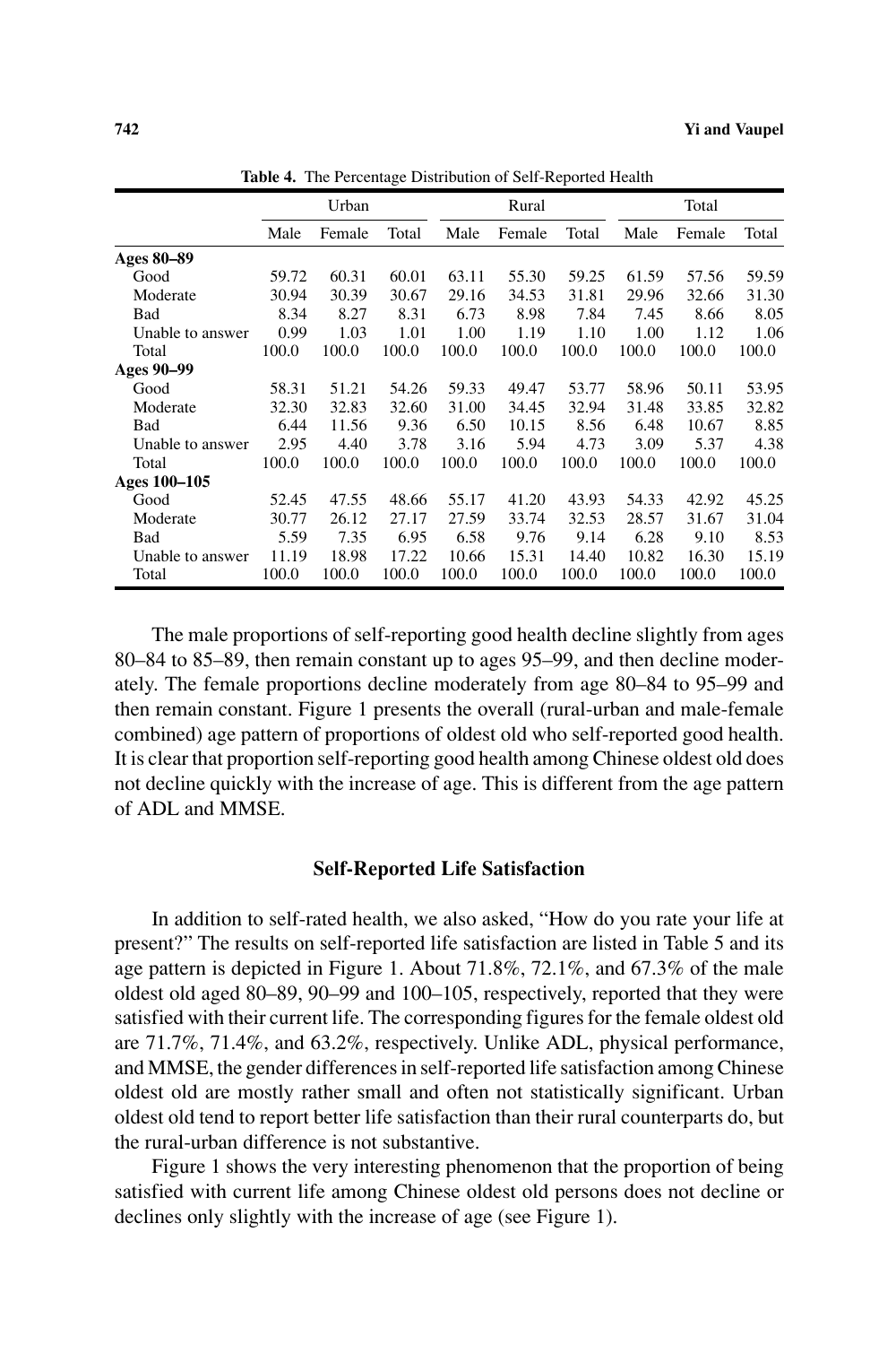**Table 4.** The Percentage Distribution of Self-Reported Health

| | Urban | | | Rural | | | Total | | |
|---|---|---|---|---|---|---|---|---|---|
| | Male | Female | Total | Male | Female | Total | Male | Female | Total |
| **Ages 80–89** | | | | | | | | | |
| Good | 59.72 | 60.31 | 60.01 | 63.11 | 55.30 | 59.25 | 61.59 | 57.56 | 59.59 |
| Moderate | 30.94 | 30.39 | 30.67 | 29.16 | 34.53 | 31.81 | 29.96 | 32.66 | 31.30 |
| Bad | 8.34 | 8.27 | 8.31 | 6.73 | 8.98 | 7.84 | 7.45 | 8.66 | 8.05 |
| Unable to answer | 0.99 | 1.03 | 1.01 | 1.00 | 1.19 | 1.10 | 1.00 | 1.12 | 1.06 |
| Total | 100.0 | 100.0 | 100.0 | 100.0 | 100.0 | 100.0 | 100.0 | 100.0 | 100.0 |
| **Ages 90–99** | | | | | | | | | |
| Good | 58.31 | 51.21 | 54.26 | 59.33 | 49.47 | 53.77 | 58.96 | 50.11 | 53.95 |
| Moderate | 32.30 | 32.83 | 32.60 | 31.00 | 34.45 | 32.94 | 31.48 | 33.85 | 32.82 |
| Bad | 6.44 | 11.56 | 9.36 | 6.50 | 10.15 | 8.56 | 6.48 | 10.67 | 8.85 |
| Unable to answer | 2.95 | 4.40 | 3.78 | 3.16 | 5.94 | 4.73 | 3.09 | 5.37 | 4.38 |
| Total | 100.0 | 100.0 | 100.0 | 100.0 | 100.0 | 100.0 | 100.0 | 100.0 | 100.0 |
| **Ages 100–105** | | | | | | | | | |
| Good | 52.45 | 47.55 | 48.66 | 55.17 | 41.20 | 43.93 | 54.33 | 42.92 | 45.25 |
| Moderate | 30.77 | 26.12 | 27.17 | 27.59 | 33.74 | 32.53 | 28.57 | 31.67 | 31.04 |
| Bad | 5.59 | 7.35 | 6.95 | 6.58 | 9.76 | 9.14 | 6.28 | 9.10 | 8.53 |
| Unable to answer | 11.19 | 18.98 | 17.22 | 10.66 | 15.31 | 14.40 | 10.82 | 16.30 | 15.19 |
| Total | 100.0 | 100.0 | 100.0 | 100.0 | 100.0 | 100.0 | 100.0 | 100.0 | 100.0 |

The male proportions of self-reporting good health decline slightly from ages 80–84 to 85–89, then remain constant up to ages 95–99, and then decline moderately. The female proportions decline moderately from age 80–84 to 95–99 and then remain constant. Figure 1 presents the overall (rural-urban and male-female combined) age pattern of proportions of oldest old who self-reported good health. It is clear that proportion self-reporting good health among Chinese oldest old does not decline quickly with the increase of age. This is different from the age pattern of ADL and MMSE.

## Self-Reported Life Satisfaction

In addition to self-rated health, we also asked, "How do you rate your life at present?" The results on self-reported life satisfaction are listed in Table 5 and its age pattern is depicted in Figure 1. About 71.8%, 72.1%, and 67.3% of the male oldest old aged 80–89, 90–99 and 100–105, respectively, reported that they were satisfied with their current life. The corresponding figures for the female oldest old are 71.7%, 71.4%, and 63.2%, respectively. Unlike ADL, physical performance, and MMSE, the gender differences in self-reported life satisfaction among Chinese oldest old are mostly rather small and often not statistically significant. Urban oldest old tend to report better life satisfaction than their rural counterparts do, but the rural-urban difference is not substantive.

Figure 1 shows the very interesting phenomenon that the proportion of being satisfied with current life among Chinese oldest old persons does not decline or declines only slightly with the increase of age (see Figure 1).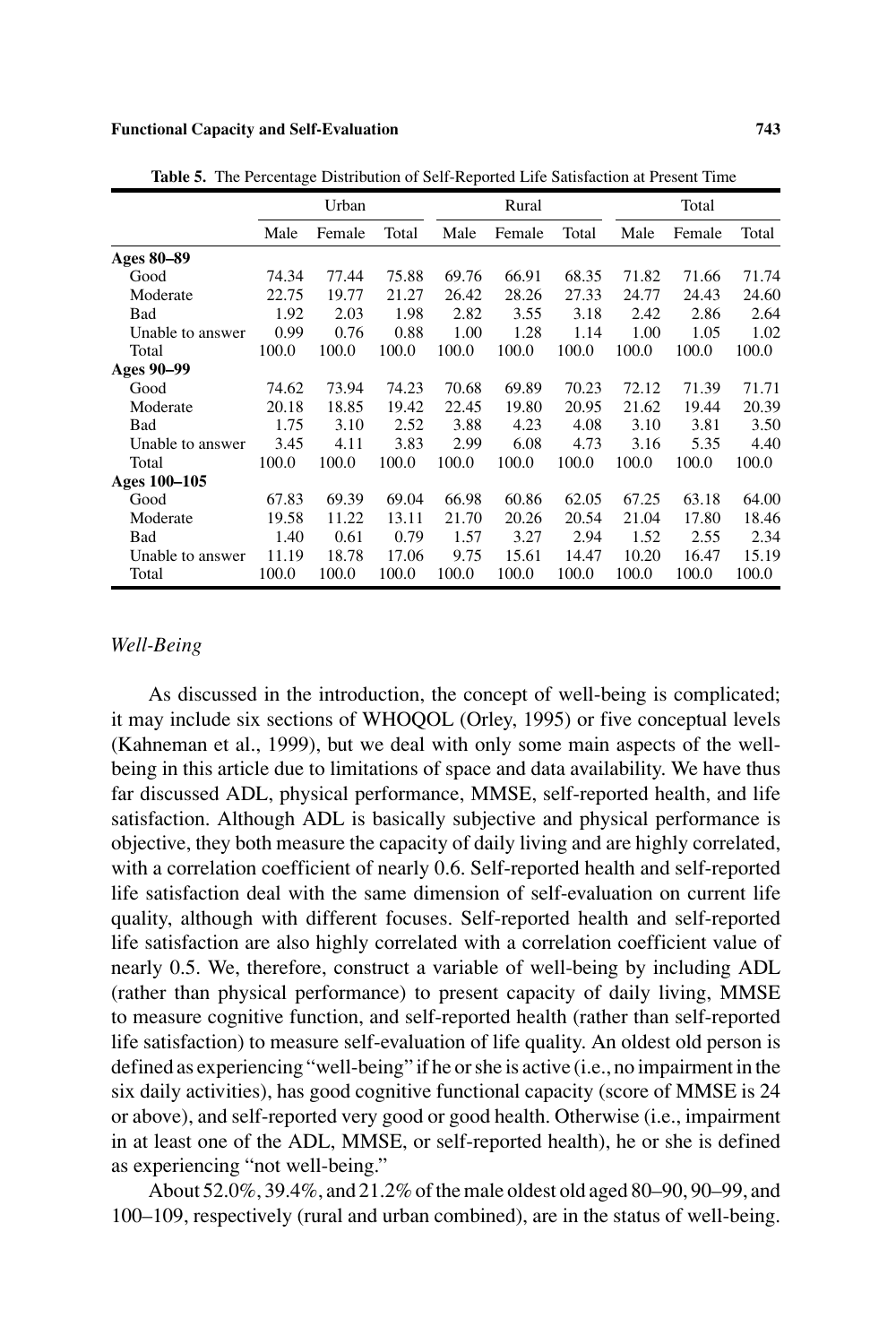**Table 5.** The Percentage Distribution of Self-Reported Life Satisfaction at Present Time

| | Urban | | | Rural | | | Total | | |
|---|---|---|---|---|---|---|---|---|---|
| | Male | Female | Total | Male | Female | Total | Male | Female | Total |
| **Ages 80–89** | | | | | | | | | |
| Good | 74.34 | 77.44 | 75.88 | 69.76 | 66.91 | 68.35 | 71.82 | 71.66 | 71.74 |
| Moderate | 22.75 | 19.77 | 21.27 | 26.42 | 28.26 | 27.33 | 24.77 | 24.43 | 24.60 |
| Bad | 1.92 | 2.03 | 1.98 | 2.82 | 3.55 | 3.18 | 2.42 | 2.86 | 2.64 |
| Unable to answer | 0.99 | 0.76 | 0.88 | 1.00 | 1.28 | 1.14 | 1.00 | 1.05 | 1.02 |
| Total | 100.0 | 100.0 | 100.0 | 100.0 | 100.0 | 100.0 | 100.0 | 100.0 | 100.0 |
| **Ages 90–99** | | | | | | | | | |
| Good | 74.62 | 73.94 | 74.23 | 70.68 | 69.89 | 70.23 | 72.12 | 71.39 | 71.71 |
| Moderate | 20.18 | 18.85 | 19.42 | 22.45 | 19.80 | 20.95 | 21.62 | 19.44 | 20.39 |
| Bad | 1.75 | 3.10 | 2.52 | 3.88 | 4.23 | 4.08 | 3.10 | 3.81 | 3.50 |
| Unable to answer | 3.45 | 4.11 | 3.83 | 2.99 | 6.08 | 4.73 | 3.16 | 5.35 | 4.40 |
| Total | 100.0 | 100.0 | 100.0 | 100.0 | 100.0 | 100.0 | 100.0 | 100.0 | 100.0 |
| **Ages 100–105** | | | | | | | | | |
| Good | 67.83 | 69.39 | 69.04 | 66.98 | 60.86 | 62.05 | 67.25 | 63.18 | 64.00 |
| Moderate | 19.58 | 11.22 | 13.11 | 21.70 | 20.26 | 20.54 | 21.04 | 17.80 | 18.46 |
| Bad | 1.40 | 0.61 | 0.79 | 1.57 | 3.27 | 2.94 | 1.52 | 2.55 | 2.34 |
| Unable to answer | 11.19 | 18.78 | 17.06 | 9.75 | 15.61 | 14.47 | 10.20 | 16.47 | 15.19 |
| Total | 100.0 | 100.0 | 100.0 | 100.0 | 100.0 | 100.0 | 100.0 | 100.0 | 100.0 |

### *Well-Being*

As discussed in the introduction, the concept of well-being is complicated; it may include six sections of WHOQOL (Orley, 1995) or five conceptual levels (Kahneman et al., 1999), but we deal with only some main aspects of the well-being in this article due to limitations of space and data availability. We have thus far discussed ADL, physical performance, MMSE, self-reported health, and life satisfaction. Although ADL is basically subjective and physical performance is objective, they both measure the capacity of daily living and are highly correlated, with a correlation coefficient of nearly 0.6. Self-reported health and self-reported life satisfaction deal with the same dimension of self-evaluation on current life quality, although with different focuses. Self-reported health and self-reported life satisfaction are also highly correlated with a correlation coefficient value of nearly 0.5. We, therefore, construct a variable of well-being by including ADL (rather than physical performance) to present capacity of daily living, MMSE to measure cognitive function, and self-reported health (rather than self-reported life satisfaction) to measure self-evaluation of life quality. An oldest old person is defined as experiencing "well-being" if he or she is active (i.e., no impairment in the six daily activities), has good cognitive functional capacity (score of MMSE is 24 or above), and self-reported very good or good health. Otherwise (i.e., impairment in at least one of the ADL, MMSE, or self-reported health), he or she is defined as experiencing "not well-being."

About 52.0%, 39.4%, and 21.2% of the male oldest old aged 80–90, 90–99, and 100–109, respectively (rural and urban combined), are in the status of well-being.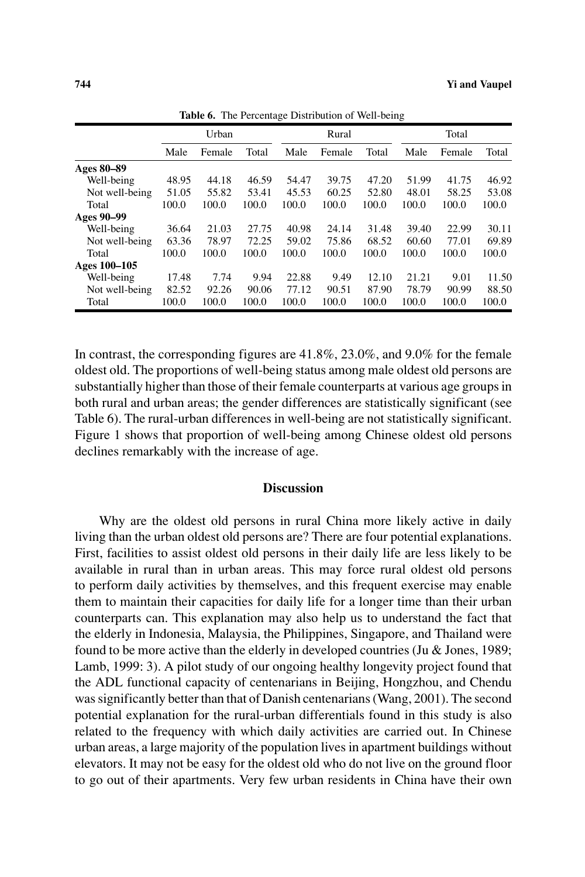**Table 6.** The Percentage Distribution of Well-being

| | Urban | | | Rural | | | Total | | |
|---|---|---|---|---|---|---|---|---|---|
| | Male | Female | Total | Male | Female | Total | Male | Female | Total |
| **Ages 80–89** | | | | | | | | | |
| Well-being | 48.95 | 44.18 | 46.59 | 54.47 | 39.75 | 47.20 | 51.99 | 41.75 | 46.92 |
| Not well-being | 51.05 | 55.82 | 53.41 | 45.53 | 60.25 | 52.80 | 48.01 | 58.25 | 53.08 |
| Total | 100.0 | 100.0 | 100.0 | 100.0 | 100.0 | 100.0 | 100.0 | 100.0 | 100.0 |
| **Ages 90–99** | | | | | | | | | |
| Well-being | 36.64 | 21.03 | 27.75 | 40.98 | 24.14 | 31.48 | 39.40 | 22.99 | 30.11 |
| Not well-being | 63.36 | 78.97 | 72.25 | 59.02 | 75.86 | 68.52 | 60.60 | 77.01 | 69.89 |
| Total | 100.0 | 100.0 | 100.0 | 100.0 | 100.0 | 100.0 | 100.0 | 100.0 | 100.0 |
| **Ages 100–105** | | | | | | | | | |
| Well-being | 17.48 | 7.74 | 9.94 | 22.88 | 9.49 | 12.10 | 21.21 | 9.01 | 11.50 |
| Not well-being | 82.52 | 92.26 | 90.06 | 77.12 | 90.51 | 87.90 | 78.79 | 90.99 | 88.50 |
| Total | 100.0 | 100.0 | 100.0 | 100.0 | 100.0 | 100.0 | 100.0 | 100.0 | 100.0 |

In contrast, the corresponding figures are 41.8%, 23.0%, and 9.0% for the female oldest old. The proportions of well-being status among male oldest old persons are substantially higher than those of their female counterparts at various age groups in both rural and urban areas; the gender differences are statistically significant (see Table 6). The rural-urban differences in well-being are not statistically significant. Figure 1 shows that proportion of well-being among Chinese oldest old persons declines remarkably with the increase of age.

## Discussion

Why are the oldest old persons in rural China more likely active in daily living than the urban oldest old persons are? There are four potential explanations. First, facilities to assist oldest old persons in their daily life are less likely to be available in rural than in urban areas. This may force rural oldest old persons to perform daily activities by themselves, and this frequent exercise may enable them to maintain their capacities for daily life for a longer time than their urban counterparts can. This explanation may also help us to understand the fact that the elderly in Indonesia, Malaysia, the Philippines, Singapore, and Thailand were found to be more active than the elderly in developed countries (Ju & Jones, 1989; Lamb, 1999: 3). A pilot study of our ongoing healthy longevity project found that the ADL functional capacity of centenarians in Beijing, Hongzhou, and Chendu was significantly better than that of Danish centenarians (Wang, 2001). The second potential explanation for the rural-urban differentials found in this study is also related to the frequency with which daily activities are carried out. In Chinese urban areas, a large majority of the population lives in apartment buildings without elevators. It may not be easy for the oldest old who do not live on the ground floor to go out of their apartments. Very few urban residents in China have their own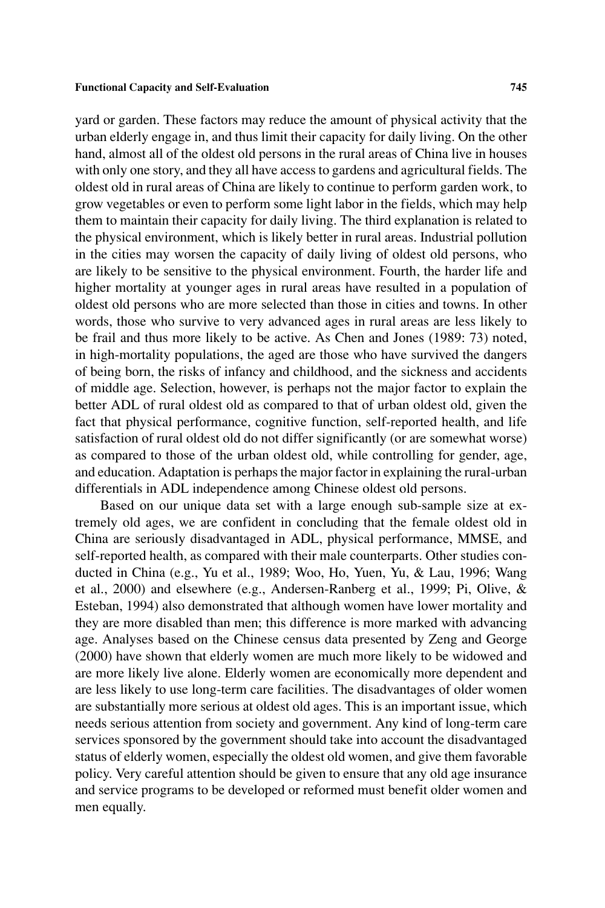yard or garden. These factors may reduce the amount of physical activity that the urban elderly engage in, and thus limit their capacity for daily living. On the other hand, almost all of the oldest old persons in the rural areas of China live in houses with only one story, and they all have access to gardens and agricultural fields. The oldest old in rural areas of China are likely to continue to perform garden work, to grow vegetables or even to perform some light labor in the fields, which may help them to maintain their capacity for daily living. The third explanation is related to the physical environment, which is likely better in rural areas. Industrial pollution in the cities may worsen the capacity of daily living of oldest old persons, who are likely to be sensitive to the physical environment. Fourth, the harder life and higher mortality at younger ages in rural areas have resulted in a population of oldest old persons who are more selected than those in cities and towns. In other words, those who survive to very advanced ages in rural areas are less likely to be frail and thus more likely to be active. As Chen and Jones (1989: 73) noted, in high-mortality populations, the aged are those who have survived the dangers of being born, the risks of infancy and childhood, and the sickness and accidents of middle age. Selection, however, is perhaps not the major factor to explain the better ADL of rural oldest old as compared to that of urban oldest old, given the fact that physical performance, cognitive function, self-reported health, and life satisfaction of rural oldest old do not differ significantly (or are somewhat worse) as compared to those of the urban oldest old, while controlling for gender, age, and education. Adaptation is perhaps the major factor in explaining the rural-urban differentials in ADL independence among Chinese oldest old persons.

Based on our unique data set with a large enough sub-sample size at extremely old ages, we are confident in concluding that the female oldest old in China are seriously disadvantaged in ADL, physical performance, MMSE, and self-reported health, as compared with their male counterparts. Other studies conducted in China (e.g., Yu et al., 1989; Woo, Ho, Yuen, Yu, & Lau, 1996; Wang et al., 2000) and elsewhere (e.g., Andersen-Ranberg et al., 1999; Pi, Olive, & Esteban, 1994) also demonstrated that although women have lower mortality and they are more disabled than men; this difference is more marked with advancing age. Analyses based on the Chinese census data presented by Zeng and George (2000) have shown that elderly women are much more likely to be widowed and are more likely live alone. Elderly women are economically more dependent and are less likely to use long-term care facilities. The disadvantages of older women are substantially more serious at oldest old ages. This is an important issue, which needs serious attention from society and government. Any kind of long-term care services sponsored by the government should take into account the disadvantaged status of elderly women, especially the oldest old women, and give them favorable policy. Very careful attention should be given to ensure that any old age insurance and service programs to be developed or reformed must benefit older women and men equally.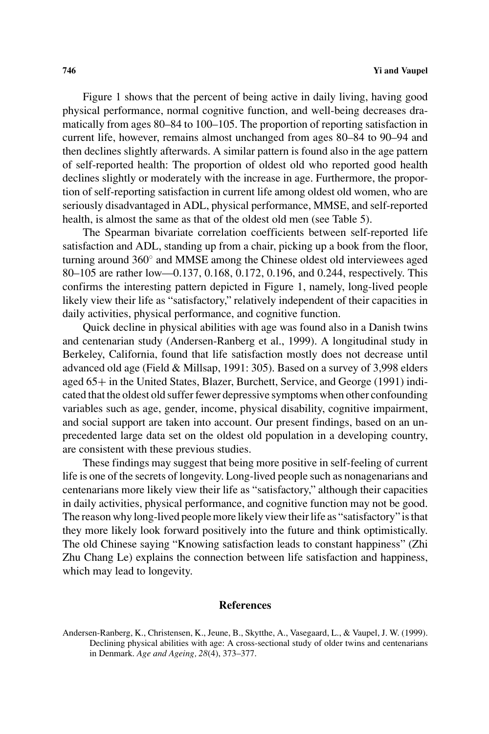Figure 1 shows that the percent of being active in daily living, having good physical performance, normal cognitive function, and well-being decreases dramatically from ages 80–84 to 100–105. The proportion of reporting satisfaction in current life, however, remains almost unchanged from ages 80–84 to 90–94 and then declines slightly afterwards. A similar pattern is found also in the age pattern of self-reported health: The proportion of oldest old who reported good health declines slightly or moderately with the increase in age. Furthermore, the proportion of self-reporting satisfaction in current life among oldest old women, who are seriously disadvantaged in ADL, physical performance, MMSE, and self-reported health, is almost the same as that of the oldest old men (see Table 5).

The Spearman bivariate correlation coefficients between self-reported life satisfaction and ADL, standing up from a chair, picking up a book from the floor, turning around 360° and MMSE among the Chinese oldest old interviewees aged 80–105 are rather low—0.137, 0.168, 0.172, 0.196, and 0.244, respectively. This confirms the interesting pattern depicted in Figure 1, namely, long-lived people likely view their life as "satisfactory," relatively independent of their capacities in daily activities, physical performance, and cognitive function.

Quick decline in physical abilities with age was found also in a Danish twins and centenarian study (Andersen-Ranberg et al., 1999). A longitudinal study in Berkeley, California, found that life satisfaction mostly does not decrease until advanced old age (Field & Millsap, 1991: 305). Based on a survey of 3,998 elders aged 65+ in the United States, Blazer, Burchett, Service, and George (1991) indicated that the oldest old suffer fewer depressive symptoms when other confounding variables such as age, gender, income, physical disability, cognitive impairment, and social support are taken into account. Our present findings, based on an unprecedented large data set on the oldest old population in a developing country, are consistent with these previous studies.

These findings may suggest that being more positive in self-feeling of current life is one of the secrets of longevity. Long-lived people such as nonagenarians and centenarians more likely view their life as "satisfactory," although their capacities in daily activities, physical performance, and cognitive function may not be good. The reason why long-lived people more likely view their life as "satisfactory" is that they more likely look forward positively into the future and think optimistically. The old Chinese saying "Knowing satisfaction leads to constant happiness" (Zhi Zhu Chang Le) explains the connection between life satisfaction and happiness, which may lead to longevity.

## References

Andersen-Ranberg, K., Christensen, K., Jeune, B., Skytthe, A., Vasegaard, L., & Vaupel, J. W. (1999). Declining physical abilities with age: A cross-sectional study of older twins and centenarians in Denmark. *Age and Ageing, 28*(4), 373–377.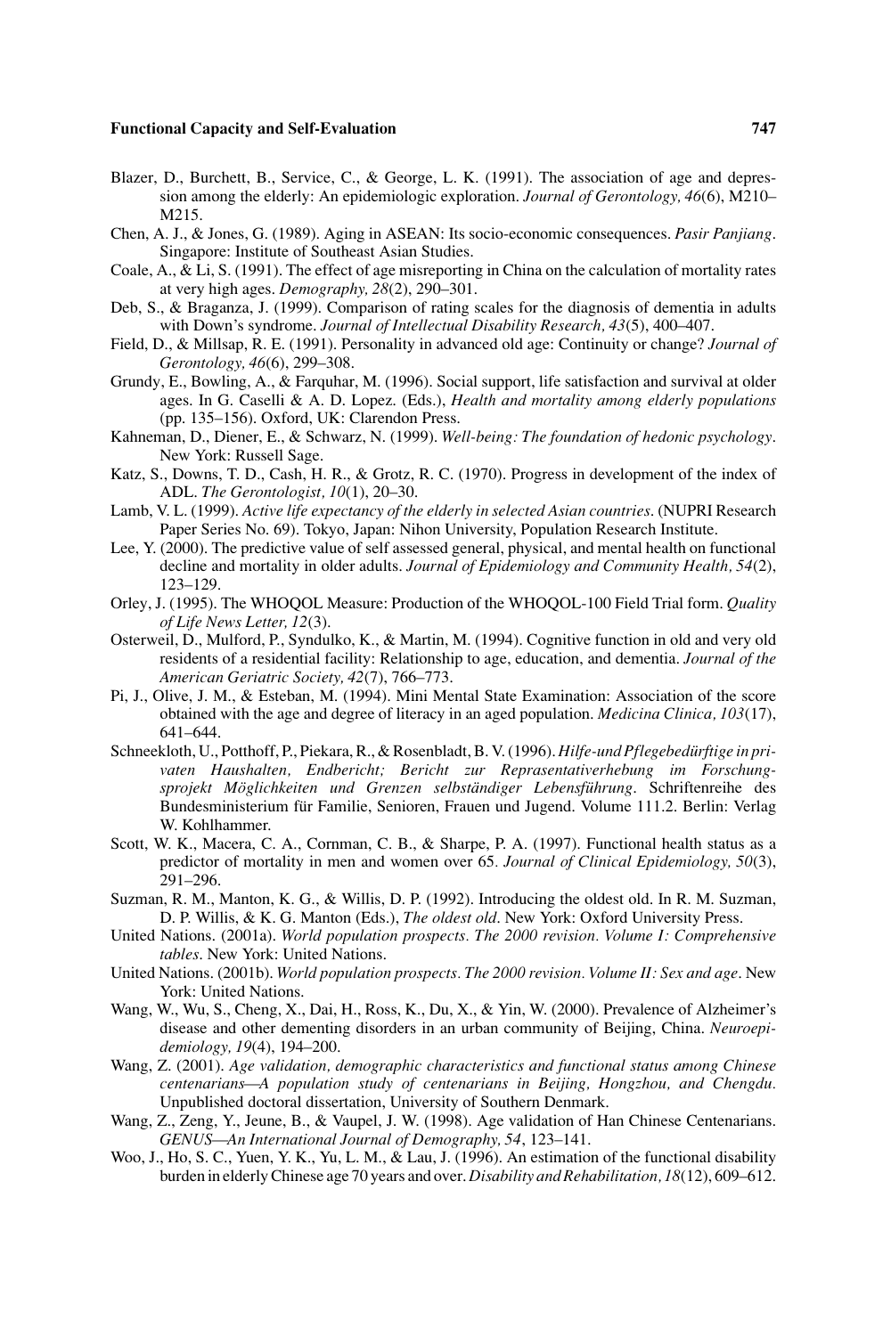Blazer, D., Burchett, B., Service, C., & George, L. K. (1991). The association of age and depression among the elderly: An epidemiologic exploration. *Journal of Gerontology, 46*(6), M210–M215.

Chen, A. J., & Jones, G. (1989). Aging in ASEAN: Its socio-economic consequences. *Pasir Panjiang*. Singapore: Institute of Southeast Asian Studies.

Coale, A., & Li, S. (1991). The effect of age misreporting in China on the calculation of mortality rates at very high ages. *Demography, 28*(2), 290–301.

Deb, S., & Braganza, J. (1999). Comparison of rating scales for the diagnosis of dementia in adults with Down's syndrome. *Journal of Intellectual Disability Research, 43*(5), 400–407.

Field, D., & Millsap, R. E. (1991). Personality in advanced old age: Continuity or change? *Journal of Gerontology, 46*(6), 299–308.

Grundy, E., Bowling, A., & Farquhar, M. (1996). Social support, life satisfaction and survival at older ages. In G. Caselli & A. D. Lopez. (Eds.), *Health and mortality among elderly populations* (pp. 135–156). Oxford, UK: Clarendon Press.

Kahneman, D., Diener, E., & Schwarz, N. (1999). *Well-being: The foundation of hedonic psychology*. New York: Russell Sage.

Katz, S., Downs, T. D., Cash, H. R., & Grotz, R. C. (1970). Progress in development of the index of ADL. *The Gerontologist, 10*(1), 20–30.

Lamb, V. L. (1999). *Active life expectancy of the elderly in selected Asian countries*. (NUPRI Research Paper Series No. 69). Tokyo, Japan: Nihon University, Population Research Institute.

Lee, Y. (2000). The predictive value of self assessed general, physical, and mental health on functional decline and mortality in older adults. *Journal of Epidemiology and Community Health, 54*(2), 123–129.

Orley, J. (1995). The WHOQOL Measure: Production of the WHOQOL-100 Field Trial form. *Quality of Life News Letter, 12*(3).

Osterweil, D., Mulford, P., Syndulko, K., & Martin, M. (1994). Cognitive function in old and very old residents of a residential facility: Relationship to age, education, and dementia. *Journal of the American Geriatric Society, 42*(7), 766–773.

Pi, J., Olive, J. M., & Esteban, M. (1994). Mini Mental State Examination: Association of the score obtained with the age and degree of literacy in an aged population. *Medicina Clinica, 103*(17), 641–644.

Schneekloth, U., Potthoff, P., Piekara, R., & Rosenbladt, B. V. (1996). *Hilfe-und Pflegebedürftige in privaten Haushalten, Endbericht; Bericht zur Reprasentativerhebung im Forschungsprojekt Möglichkeiten und Grenzen selbständiger Lebensführung*. Schriftenreihe des Bundesministerium für Familie, Senioren, Frauen und Jugend. Volume 111.2. Berlin: Verlag W. Kohlhammer.

Scott, W. K., Macera, C. A., Cornman, C. B., & Sharpe, P. A. (1997). Functional health status as a predictor of mortality in men and women over 65. *Journal of Clinical Epidemiology, 50*(3), 291–296.

Suzman, R. M., Manton, K. G., & Willis, D. P. (1992). Introducing the oldest old. In R. M. Suzman, D. P. Willis, & K. G. Manton (Eds.), *The oldest old*. New York: Oxford University Press.

United Nations. (2001a). *World population prospects. The 2000 revision. Volume I: Comprehensive tables*. New York: United Nations.

United Nations. (2001b). *World population prospects. The 2000 revision. Volume II: Sex and age*. New York: United Nations.

Wang, W., Wu, S., Cheng, X., Dai, H., Ross, K., Du, X., & Yin, W. (2000). Prevalence of Alzheimer's disease and other dementing disorders in an urban community of Beijing, China. *Neuroepidemiology, 19*(4), 194–200.

Wang, Z. (2001). *Age validation, demographic characteristics and functional status among Chinese centenarians—A population study of centenarians in Beijing, Hongzhou, and Chengdu.* Unpublished doctoral dissertation, University of Southern Denmark.

Wang, Z., Zeng, Y., Jeune, B., & Vaupel, J. W. (1998). Age validation of Han Chinese Centenarians. *GENUS—An International Journal of Demography, 54*, 123–141.

Woo, J., Ho, S. C., Yuen, Y. K., Yu, L. M., & Lau, J. (1996). An estimation of the functional disability burden in elderly Chinese age 70 years and over. *Disability and Rehabilitation, 18*(12), 609–612.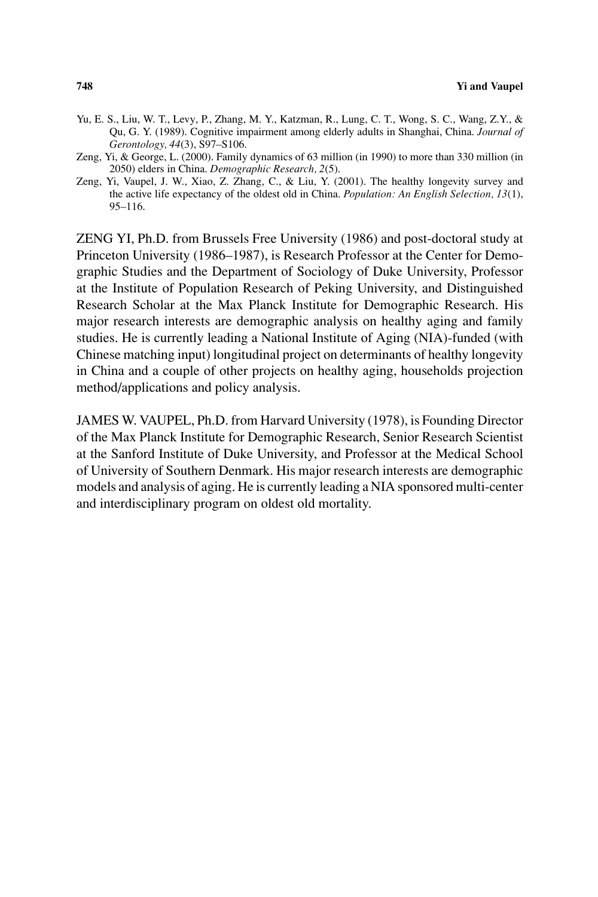Yu, E. S., Liu, W. T., Levy, P., Zhang, M. Y., Katzman, R., Lung, C. T., Wong, S. C., Wang, Z.Y., & Qu, G. Y. (1989). Cognitive impairment among elderly adults in Shanghai, China. *Journal of Gerontology, 44*(3), S97–S106.

Zeng, Yi, & George, L. (2000). Family dynamics of 63 million (in 1990) to more than 330 million (in 2050) elders in China. *Demographic Research, 2*(5).

Zeng, Yi, Vaupel, J. W., Xiao, Z. Zhang, C., & Liu, Y. (2001). The healthy longevity survey and the active life expectancy of the oldest old in China. *Population: An English Selection, 13*(1), 95–116.

ZENG YI, Ph.D. from Brussels Free University (1986) and post-doctoral study at Princeton University (1986–1987), is Research Professor at the Center for Demographic Studies and the Department of Sociology of Duke University, Professor at the Institute of Population Research of Peking University, and Distinguished Research Scholar at the Max Planck Institute for Demographic Research. His major research interests are demographic analysis on healthy aging and family studies. He is currently leading a National Institute of Aging (NIA)-funded (with Chinese matching input) longitudinal project on determinants of healthy longevity in China and a couple of other projects on healthy aging, households projection method/applications and policy analysis.

JAMES W. VAUPEL, Ph.D. from Harvard University (1978), is Founding Director of the Max Planck Institute for Demographic Research, Senior Research Scientist at the Sanford Institute of Duke University, and Professor at the Medical School of University of Southern Denmark. His major research interests are demographic models and analysis of aging. He is currently leading a NIA sponsored multi-center and interdisciplinary program on oldest old mortality.